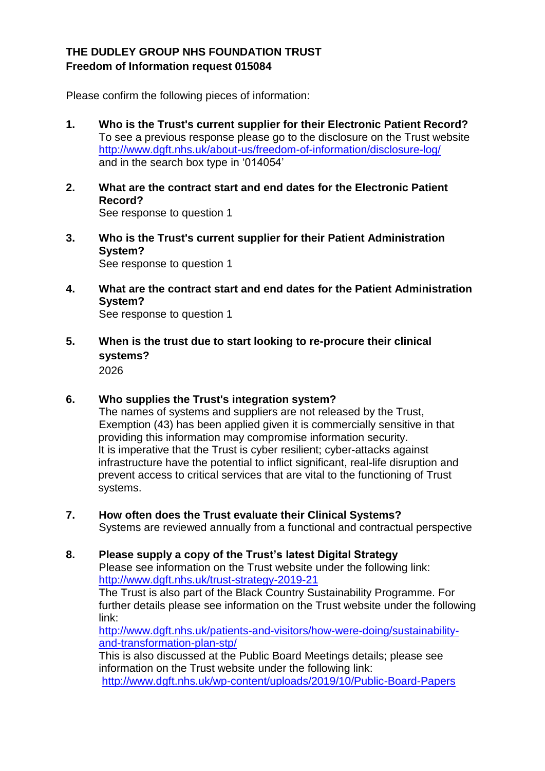**THE DUDLEY GROUP NHS FOUNDATION TRUST**
**Freedom of Information request 015084**

Please confirm the following pieces of information:

1. **Who is the Trust's current supplier for their Electronic Patient Record?**
   To see a previous response please go to the disclosure on the Trust website [http://www.dgft.nhs.uk/about-us/freedom-of-information/disclosure-log/](http://www.dgft.nhs.uk/about-us/freedom-of-information/disclosure-log/) and in the search box type in '014054'

2. **What are the contract start and end dates for the Electronic Patient Record?**
   See response to question 1

3. **Who is the Trust's current supplier for their Patient Administration System?**
   See response to question 1

4. **What are the contract start and end dates for the Patient Administration System?**
   See response to question 1

5. **When is the trust due to start looking to re-procure their clinical systems?**
   2026

6. **Who supplies the Trust's integration system?**
   The names of systems and suppliers are not released by the Trust, Exemption (43) has been applied given it is commercially sensitive in that providing this information may compromise information security.
   It is imperative that the Trust is cyber resilient; cyber-attacks against infrastructure have the potential to inflict significant, real-life disruption and prevent access to critical services that are vital to the functioning of Trust systems.

7. **How often does the Trust evaluate their Clinical Systems?**
   Systems are reviewed annually from a functional and contractual perspective

8. **Please supply a copy of the Trust's latest Digital Strategy**
   Please see information on the Trust website under the following link:
   [http://www.dgft.nhs.uk/trust-strategy-2019-21](http://www.dgft.nhs.uk/trust-strategy-2019-21)
   The Trust is also part of the Black Country Sustainability Programme. For further details please see information on the Trust website under the following link:
   [http://www.dgft.nhs.uk/patients-and-visitors/how-were-doing/sustainability-and-transformation-plan-stp/](http://www.dgft.nhs.uk/patients-and-visitors/how-were-doing/sustainability-and-transformation-plan-stp/)
   This is also discussed at the Public Board Meetings details; please see information on the Trust website under the following link:
   [http://www.dgft.nhs.uk/wp-content/uploads/2019/10/Public-Board-Papers](http://www.dgft.nhs.uk/wp-content/uploads/2019/10/Public-Board-Papers)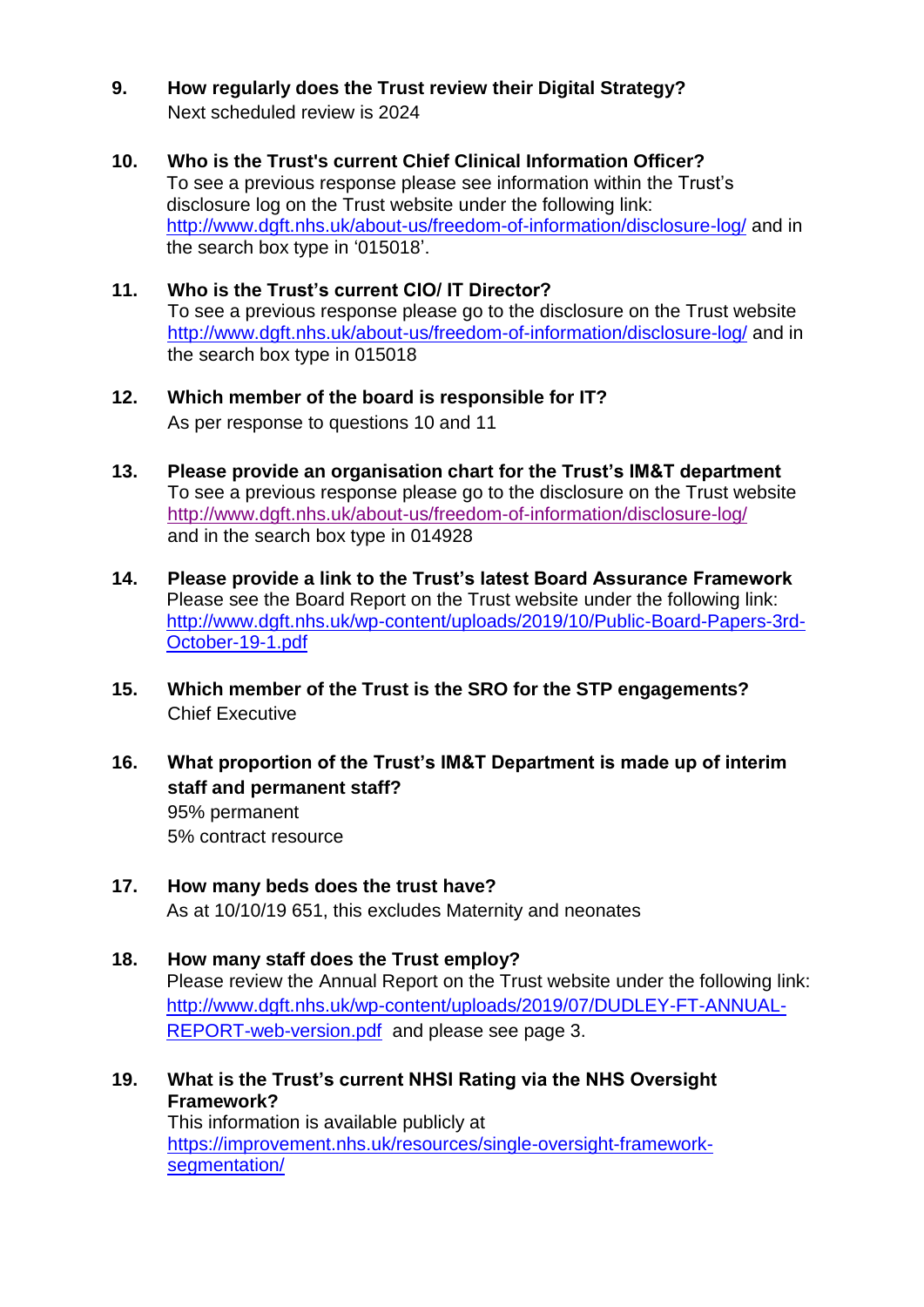9. **How regularly does the Trust review their Digital Strategy?**
   Next scheduled review is 2024

10. **Who is the Trust's current Chief Clinical Information Officer?**
    To see a previous response please see information within the Trust's disclosure log on the Trust website under the following link: http://www.dgft.nhs.uk/about-us/freedom-of-information/disclosure-log/ and in the search box type in '015018'.

11. **Who is the Trust's current CIO/ IT Director?**
    To see a previous response please go to the disclosure on the Trust website http://www.dgft.nhs.uk/about-us/freedom-of-information/disclosure-log/ and in the search box type in 015018

12. **Which member of the board is responsible for IT?**
    As per response to questions 10 and 11

13. **Please provide an organisation chart for the Trust's IM&T department**
    To see a previous response please go to the disclosure on the Trust website http://www.dgft.nhs.uk/about-us/freedom-of-information/disclosure-log/ and in the search box type in 014928

14. **Please provide a link to the Trust's latest Board Assurance Framework**
    Please see the Board Report on the Trust website under the following link: http://www.dgft.nhs.uk/wp-content/uploads/2019/10/Public-Board-Papers-3rd-October-19-1.pdf

15. **Which member of the Trust is the SRO for the STP engagements?**
    Chief Executive

16. **What proportion of the Trust's IM&T Department is made up of interim staff and permanent staff?**
    95% permanent
    5% contract resource

17. **How many beds does the trust have?**
    As at 10/10/19 651, this excludes Maternity and neonates

18. **How many staff does the Trust employ?**
    Please review the Annual Report on the Trust website under the following link: http://www.dgft.nhs.uk/wp-content/uploads/2019/07/DUDLEY-FT-ANNUAL-REPORT-web-version.pdf and please see page 3.

19. **What is the Trust's current NHSI Rating via the NHS Oversight Framework?**
    This information is available publicly at https://improvement.nhs.uk/resources/single-oversight-framework-segmentation/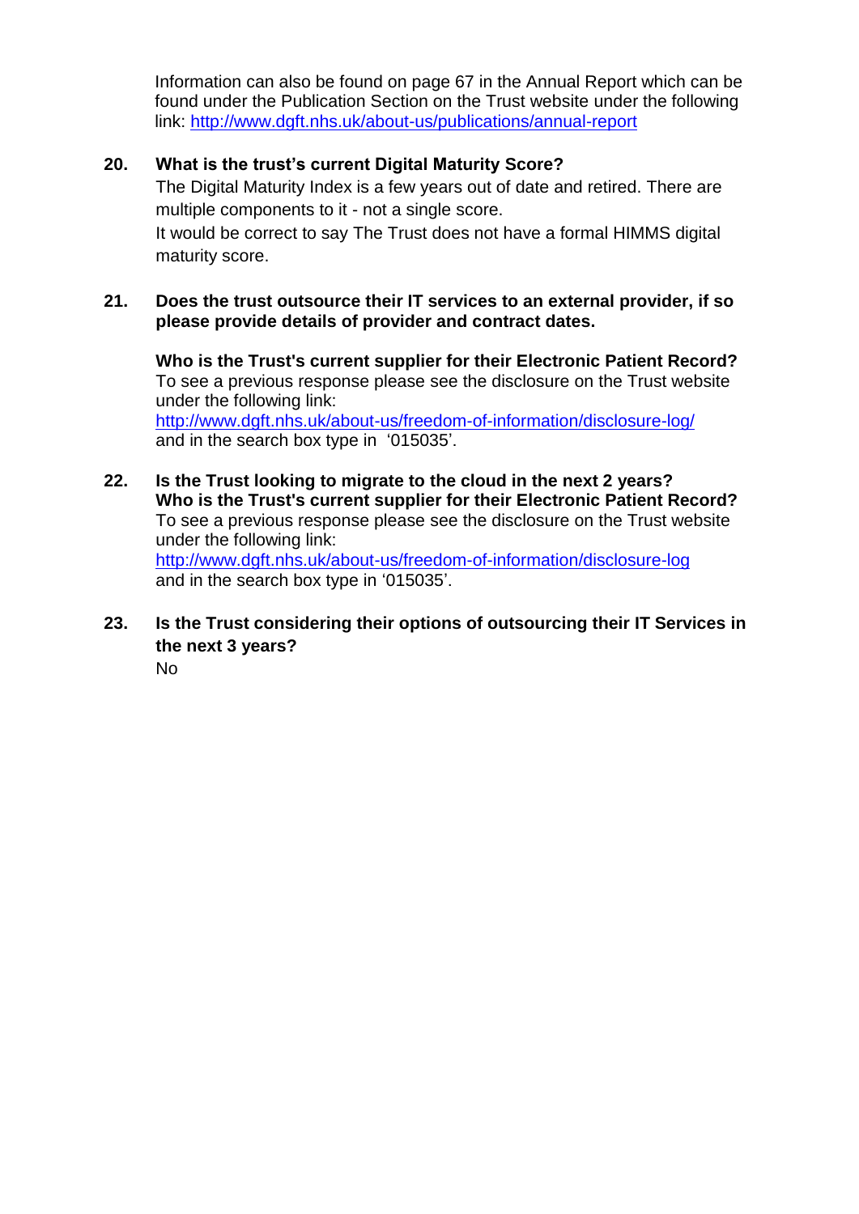Information can also be found on page 67 in the Annual Report which can be found under the Publication Section on the Trust website under the following link: http://www.dgft.nhs.uk/about-us/publications/annual-report

**20. What is the trust's current Digital Maturity Score?**

The Digital Maturity Index is a few years out of date and retired. There are multiple components to it - not a single score.

It would be correct to say The Trust does not have a formal HIMMS digital maturity score.

**21. Does the trust outsource their IT services to an external provider, if so please provide details of provider and contract dates.**

**Who is the Trust's current supplier for their Electronic Patient Record?**

To see a previous response please see the disclosure on the Trust website under the following link:
http://www.dgft.nhs.uk/about-us/freedom-of-information/disclosure-log/
and in the search box type in '015035'.

**22. Is the Trust looking to migrate to the cloud in the next 2 years?**
**Who is the Trust's current supplier for their Electronic Patient Record?**

To see a previous response please see the disclosure on the Trust website under the following link:
http://www.dgft.nhs.uk/about-us/freedom-of-information/disclosure-log
and in the search box type in '015035'.

**23. Is the Trust considering their options of outsourcing their IT Services in the next 3 years?**

No